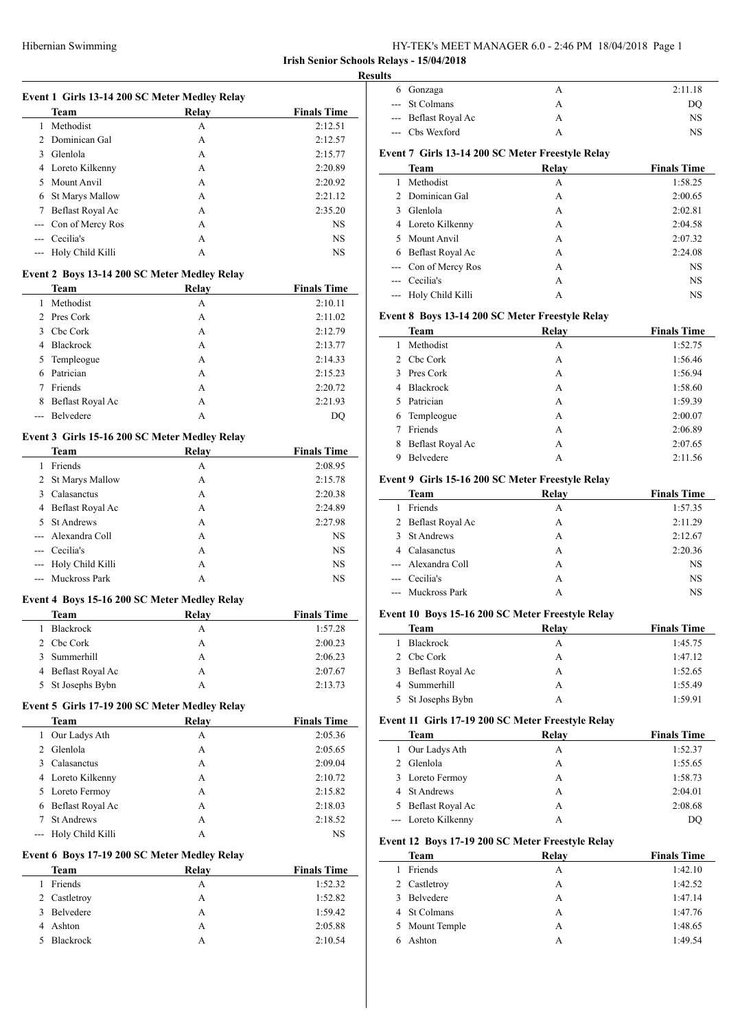**Irish Senior Schools Relays - 15/04/2018**

**Results**

### Event 1 Girls 13-14 200 SC Meter Medley Relay

| | Team | Relay | Finals Time |
|---|---|---|---|
| 1 | Methodist | A | 2:12.51 |
| 2 | Dominican Gal | A | 2:12.57 |
| 3 | Glenlola | A | 2:15.77 |
| 4 | Loreto Kilkenny | A | 2:20.89 |
| 5 | Mount Anvil | A | 2:20.92 |
| 6 | St Marys Mallow | A | 2:21.12 |
| 7 | Beflast Royal Ac | A | 2:35.20 |
| --- | Con of Mercy Ros | A | NS |
| --- | Cecilia's | A | NS |
| --- | Holy Child Killi | A | NS |

### Event 2 Boys 13-14 200 SC Meter Medley Relay

| | Team | Relay | Finals Time |
|---|---|---|---|
| 1 | Methodist | A | 2:10.11 |
| 2 | Pres Cork | A | 2:11.02 |
| 3 | Cbc Cork | A | 2:12.79 |
| 4 | Blackrock | A | 2:13.77 |
| 5 | Templeogue | A | 2:14.33 |
| 6 | Patrician | A | 2:15.23 |
| 7 | Friends | A | 2:20.72 |
| 8 | Beflast Royal Ac | A | 2:21.93 |
| --- | Belvedere | A | DQ |

### Event 3 Girls 15-16 200 SC Meter Medley Relay

| | Team | Relay | Finals Time |
|---|---|---|---|
| 1 | Friends | A | 2:08.95 |
| 2 | St Marys Mallow | A | 2:15.78 |
| 3 | Calasanctus | A | 2:20.38 |
| 4 | Beflast Royal Ac | A | 2:24.89 |
| 5 | St Andrews | A | 2:27.98 |
| --- | Alexandra Coll | A | NS |
| --- | Cecilia's | A | NS |
| --- | Holy Child Killi | A | NS |
| --- | Muckross Park | A | NS |

### Event 4 Boys 15-16 200 SC Meter Medley Relay

| | Team | Relay | Finals Time |
|---|---|---|---|
| 1 | Blackrock | A | 1:57.28 |
| 2 | Cbc Cork | A | 2:00.23 |
| 3 | Summerhill | A | 2:06.23 |
| 4 | Beflast Royal Ac | A | 2:07.67 |
| 5 | St Josephs Bybn | A | 2:13.73 |

### Event 5 Girls 17-19 200 SC Meter Medley Relay

| | Team | Relay | Finals Time |
|---|---|---|---|
| 1 | Our Ladys Ath | A | 2:05.36 |
| 2 | Glenlola | A | 2:05.65 |
| 3 | Calasanctus | A | 2:09.04 |
| 4 | Loreto Kilkenny | A | 2:10.72 |
| 5 | Loreto Fermoy | A | 2:15.82 |
| 6 | Beflast Royal Ac | A | 2:18.03 |
| 7 | St Andrews | A | 2:18.52 |
| --- | Holy Child Killi | A | NS |

### Event 6 Boys 17-19 200 SC Meter Medley Relay

| | Team | Relay | Finals Time |
|---|---|---|---|
| 1 | Friends | A | 1:52.32 |
| 2 | Castletroy | A | 1:52.82 |
| 3 | Belvedere | A | 1:59.42 |
| 4 | Ashton | A | 2:05.88 |
| 5 | Blackrock | A | 2:10.54 |
| 6 | Gonzaga | A | 2:11.18 |
| --- | St Colmans | A | DQ |
| --- | Beflast Royal Ac | A | NS |
| --- | Cbs Wexford | A | NS |

### Event 7 Girls 13-14 200 SC Meter Freestyle Relay

| | Team | Relay | Finals Time |
|---|---|---|---|
| 1 | Methodist | A | 1:58.25 |
| 2 | Dominican Gal | A | 2:00.65 |
| 3 | Glenlola | A | 2:02.81 |
| 4 | Loreto Kilkenny | A | 2:04.58 |
| 5 | Mount Anvil | A | 2:07.32 |
| 6 | Beflast Royal Ac | A | 2:24.08 |
| --- | Con of Mercy Ros | A | NS |
| --- | Cecilia's | A | NS |
| --- | Holy Child Killi | A | NS |

### Event 8 Boys 13-14 200 SC Meter Freestyle Relay

| | Team | Relay | Finals Time |
|---|---|---|---|
| 1 | Methodist | A | 1:52.75 |
| 2 | Cbc Cork | A | 1:56.46 |
| 3 | Pres Cork | A | 1:56.94 |
| 4 | Blackrock | A | 1:58.60 |
| 5 | Patrician | A | 1:59.39 |
| 6 | Templeogue | A | 2:00.07 |
| 7 | Friends | A | 2:06.89 |
| 8 | Beflast Royal Ac | A | 2:07.65 |
| 9 | Belvedere | A | 2:11.56 |

### Event 9 Girls 15-16 200 SC Meter Freestyle Relay

| | Team | Relay | Finals Time |
|---|---|---|---|
| 1 | Friends | A | 1:57.35 |
| 2 | Beflast Royal Ac | A | 2:11.29 |
| 3 | St Andrews | A | 2:12.67 |
| 4 | Calasanctus | A | 2:20.36 |
| --- | Alexandra Coll | A | NS |
| --- | Cecilia's | A | NS |
| --- | Muckross Park | A | NS |

### Event 10 Boys 15-16 200 SC Meter Freestyle Relay

| | Team | Relay | Finals Time |
|---|---|---|---|
| 1 | Blackrock | A | 1:45.75 |
| 2 | Cbc Cork | A | 1:47.12 |
| 3 | Beflast Royal Ac | A | 1:52.65 |
| 4 | Summerhill | A | 1:55.49 |
| 5 | St Josephs Bybn | A | 1:59.91 |

### Event 11 Girls 17-19 200 SC Meter Freestyle Relay

| | Team | Relay | Finals Time |
|---|---|---|---|
| 1 | Our Ladys Ath | A | 1:52.37 |
| 2 | Glenlola | A | 1:55.65 |
| 3 | Loreto Fermoy | A | 1:58.73 |
| 4 | St Andrews | A | 2:04.01 |
| 5 | Beflast Royal Ac | A | 2:08.68 |
| --- | Loreto Kilkenny | A | DQ |

### Event 12 Boys 17-19 200 SC Meter Freestyle Relay

| | Team | Relay | Finals Time |
|---|---|---|---|
| 1 | Friends | A | 1:42.10 |
| 2 | Castletroy | A | 1:42.52 |
| 3 | Belvedere | A | 1:47.14 |
| 4 | St Colmans | A | 1:47.76 |
| 5 | Mount Temple | A | 1:48.65 |
| 6 | Ashton | A | 1:49.54 |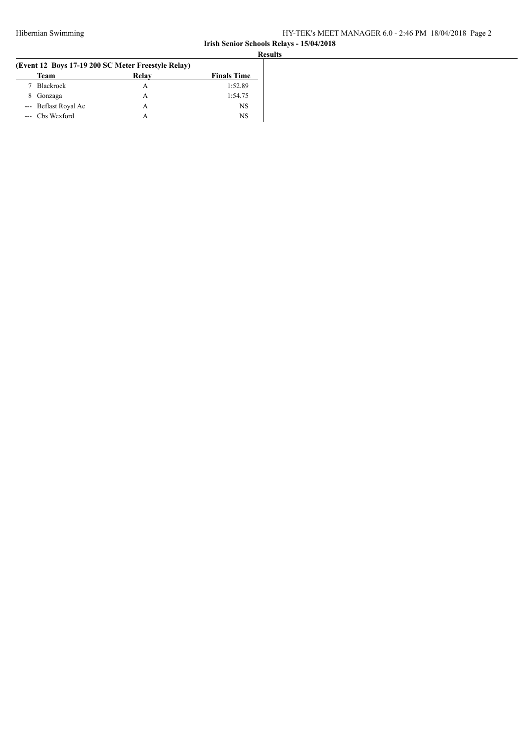**Irish Senior Schools Relays - 15/04/2018**

**Results**

**(Event 12 Boys 17-19 200 SC Meter Freestyle Relay)**

| | Team | Relay | Finals Time |
|---|---|---|---|
| 7 | Blackrock | A | 1:52.89 |
| 8 | Gonzaga | A | 1:54.75 |
| --- | Beflast Royal Ac | A | NS |
| --- | Cbs Wexford | A | NS |